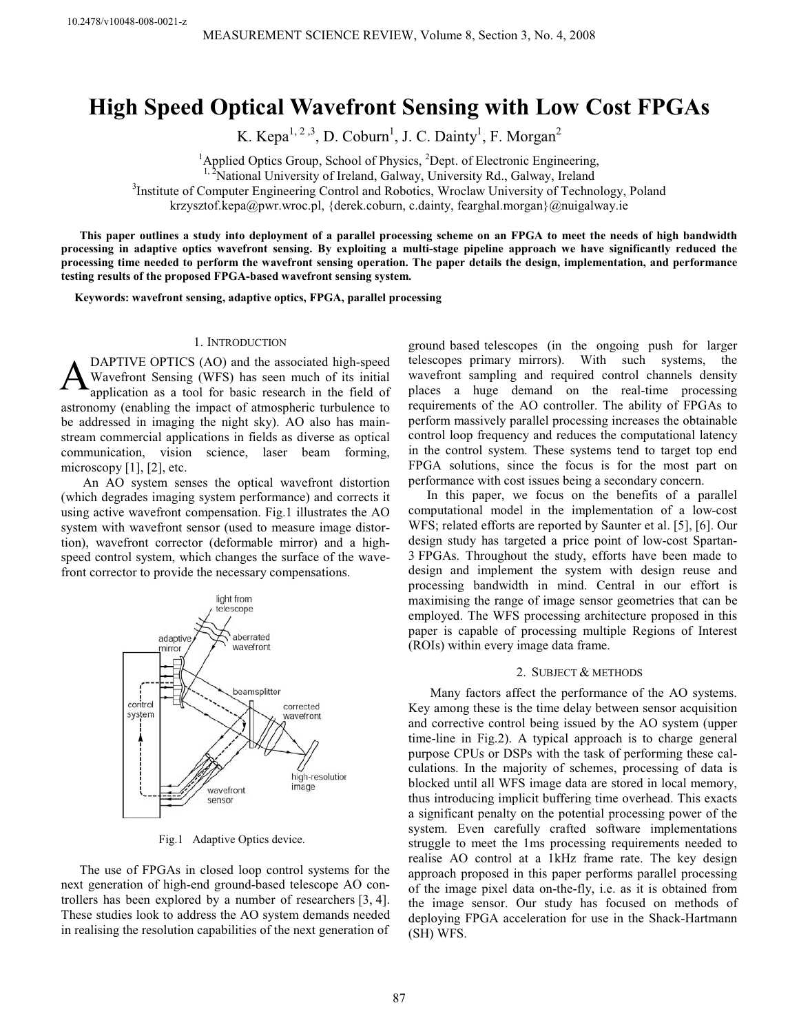# High Speed Optical Wavefront Sensing with Low Cost FPGAs

K. Kepa[1,2,3], D. Coburn[1], J. C. Dainty[1], F. Morgan[2]

[1]Applied Optics Group, School of Physics, [2]Dept. of Electronic Engineering,
[1,2]National University of Ireland, Galway, University Rd., Galway, Ireland
[3]Institute of Computer Engineering Control and Robotics, Wroclaw University of Technology, Poland
krzysztof.kepa@pwr.wroc.pl, {derek.coburn, c.dainty, fearghal.morgan}@nuigalway.ie

**This paper outlines a study into deployment of a parallel processing scheme on an FPGA to meet the needs of high bandwidth processing in adaptive optics wavefront sensing. By exploiting a multi-stage pipeline approach we have significantly reduced the processing time needed to perform the wavefront sensing operation. The paper details the design, implementation, and performance testing results of the proposed FPGA-based wavefront sensing system.**

**Keywords: wavefront sensing, adaptive optics, FPGA, parallel processing**

## 1. Introduction

ADAPTIVE OPTICS (AO) and the associated high-speed Wavefront Sensing (WFS) has seen much of its initial application as a tool for basic research in the field of astronomy (enabling the impact of atmospheric turbulence to be addressed in imaging the night sky). AO also has main-stream commercial applications in fields as diverse as optical communication, vision science, laser beam forming, microscopy [1], [2], etc.

An AO system senses the optical wavefront distortion (which degrades imaging system performance) and corrects it using active wavefront compensation. Fig.1 illustrates the AO system with wavefront sensor (used to measure image distortion), wavefront corrector (deformable mirror) and a high-speed control system, which changes the surface of the wavefront corrector to provide the necessary compensations.

Fig.1 Adaptive Optics device.

The use of FPGAs in closed loop control systems for the next generation of high-end ground-based telescope AO controllers has been explored by a number of researchers [3, 4]. These studies look to address the AO system demands needed in realising the resolution capabilities of the next generation of ground based telescopes (in the ongoing push for larger telescopes primary mirrors). With such systems, the wavefront sampling and required control channels density places a huge demand on the real-time processing requirements of the AO controller. The ability of FPGAs to perform massively parallel processing increases the obtainable control loop frequency and reduces the computational latency in the control system. These systems tend to target top end FPGA solutions, since the focus is for the most part on performance with cost issues being a secondary concern.

In this paper, we focus on the benefits of a parallel computational model in the implementation of a low-cost WFS; related efforts are reported by Saunter et al. [5], [6]. Our design study has targeted a price point of low-cost Spartan-3 FPGAs. Throughout the study, efforts have been made to design and implement the system with design reuse and processing bandwidth in mind. Central in our effort is maximising the range of image sensor geometries that can be employed. The WFS processing architecture proposed in this paper is capable of processing multiple Regions of Interest (ROIs) within every image data frame.

## 2. Subject & methods

Many factors affect the performance of the AO systems. Key among these is the time delay between sensor acquisition and corrective control being issued by the AO system (upper time-line in Fig.2). A typical approach is to charge general purpose CPUs or DSPs with the task of performing these calculations. In the majority of schemes, processing of data is blocked until all WFS image data are stored in local memory, thus introducing implicit buffering time overhead. This exacts a significant penalty on the potential processing power of the system. Even carefully crafted software implementations struggle to meet the 1ms processing requirements needed to realise AO control at a 1kHz frame rate. The key design approach proposed in this paper performs parallel processing of the image pixel data on-the-fly, i.e. as it is obtained from the image sensor. Our study has focused on methods of deploying FPGA acceleration for use in the Shack-Hartmann (SH) WFS.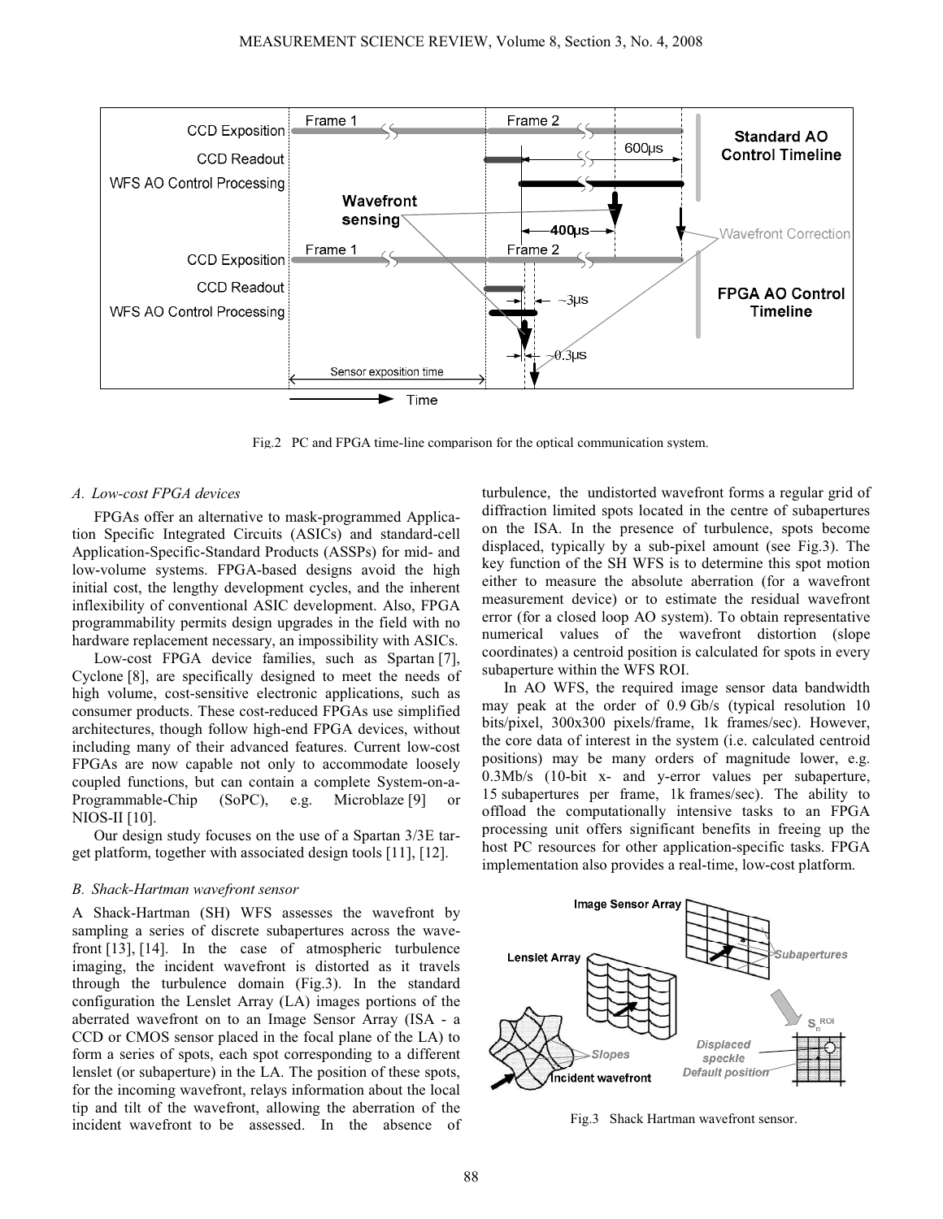Fig.2 PC and FPGA time-line comparison for the optical communication system.

### A. Low-cost FPGA devices

FPGAs offer an alternative to mask-programmed Application Specific Integrated Circuits (ASICs) and standard-cell Application-Specific-Standard Products (ASSPs) for mid- and low-volume systems. FPGA-based designs avoid the high initial cost, the lengthy development cycles, and the inherent inflexibility of conventional ASIC development. Also, FPGA programmability permits design upgrades in the field with no hardware replacement necessary, an impossibility with ASICs.

Low-cost FPGA device families, such as Spartan [7], Cyclone [8], are specifically designed to meet the needs of high volume, cost-sensitive electronic applications, such as consumer products. These cost-reduced FPGAs use simplified architectures, though follow high-end FPGA devices, without including many of their advanced features. Current low-cost FPGAs are now capable not only to accommodate loosely coupled functions, but can contain a complete System-on-a-Programmable-Chip (SoPC), e.g. Microblaze [9] or NIOS-II [10].

Our design study focuses on the use of a Spartan 3/3E target platform, together with associated design tools [11], [12].

### B. Shack-Hartman wavefront sensor

A Shack-Hartman (SH) WFS assesses the wavefront by sampling a series of discrete subapertures across the wavefront [13], [14]. In the case of atmospheric turbulence imaging, the incident wavefront is distorted as it travels through the turbulence domain (Fig.3). In the standard configuration the Lenslet Array (LA) images portions of the aberrated wavefront on to an Image Sensor Array (ISA - a CCD or CMOS sensor placed in the focal plane of the LA) to form a series of spots, each spot corresponding to a different lenslet (or subaperture) in the LA. The position of these spots, for the incoming wavefront, relays information about the local tip and tilt of the wavefront, allowing the aberration of the incident wavefront to be assessed. In the absence of turbulence, the undistorted wavefront forms a regular grid of diffraction limited spots located in the centre of subapertures on the ISA. In the presence of turbulence, spots become displaced, typically by a sub-pixel amount (see Fig.3). The key function of the SH WFS is to determine this spot motion either to measure the absolute aberration (for a wavefront measurement device) or to estimate the residual wavefront error (for a closed loop AO system). To obtain representative numerical values of the wavefront distortion (slope coordinates) a centroid position is calculated for spots in every subaperture within the WFS ROI.

In AO WFS, the required image sensor data bandwidth may peak at the order of 0.9 Gb/s (typical resolution 10 bits/pixel, 300x300 pixels/frame, 1k frames/sec). However, the core data of interest in the system (i.e. calculated centroid positions) may be many orders of magnitude lower, e.g. 0.3Mb/s (10-bit x- and y-error values per subaperture, 15 subapertures per frame, 1k frames/sec). The ability to offload the computationally intensive tasks to an FPGA processing unit offers significant benefits in freeing up the host PC resources for other application-specific tasks. FPGA implementation also provides a real-time, low-cost platform.

Fig.3 Shack Hartman wavefront sensor.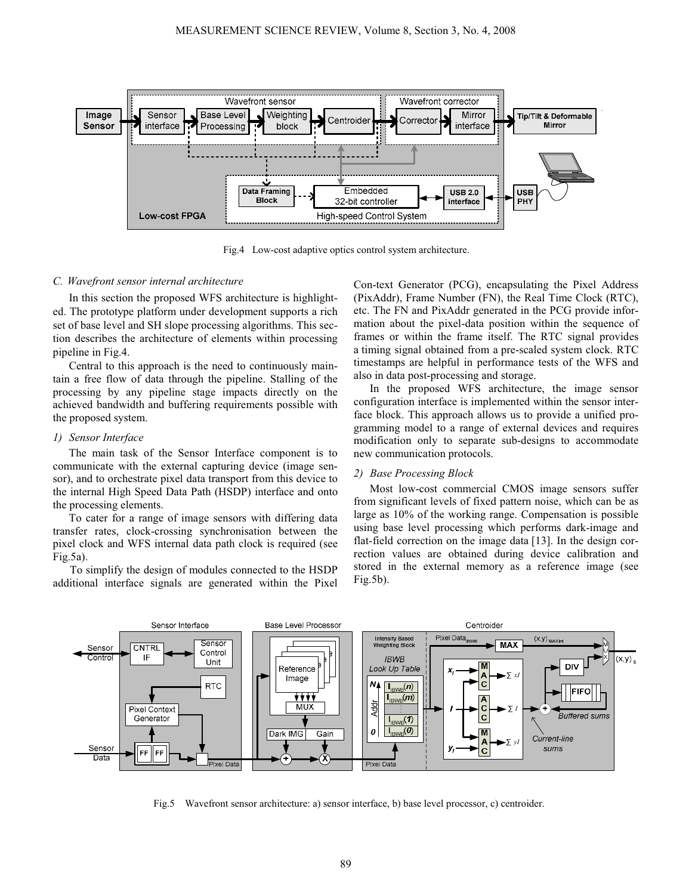Fig.4 Low-cost adaptive optics control system architecture.

### C. Wavefront sensor internal architecture

In this section the proposed WFS architecture is highlighted. The prototype platform under development supports a rich set of base level and SH slope processing algorithms. This section describes the architecture of elements within processing pipeline in Fig.4.

Central to this approach is the need to continuously maintain a free flow of data through the pipeline. Stalling of the processing by any pipeline stage impacts directly on the achieved bandwidth and buffering requirements possible with the proposed system.

#### 1) Sensor Interface

The main task of the Sensor Interface component is to communicate with the external capturing device (image sensor), and to orchestrate pixel data transport from this device to the internal High Speed Data Path (HSDP) interface and onto the processing elements.

To cater for a range of image sensors with differing data transfer rates, clock-crossing synchronisation between the pixel clock and WFS internal data path clock is required (see Fig.5a).

To simplify the design of modules connected to the HSDP additional interface signals are generated within the Pixel Con-text Generator (PCG), encapsulating the Pixel Address (PixAddr), Frame Number (FN), the Real Time Clock (RTC), etc. The FN and PixAddr generated in the PCG provide information about the pixel-data position within the sequence of frames or within the frame itself. The RTC signal provides a timing signal obtained from a pre-scaled system clock. RTC timestamps are helpful in performance tests of the WFS and also in data post-processing and storage.

In the proposed WFS architecture, the image sensor configuration interface is implemented within the sensor interface block. This approach allows us to provide a unified programming model to a range of external devices and requires modification only to separate sub-designs to accommodate new communication protocols.

#### 2) Base Processing Block

Most low-cost commercial CMOS image sensors suffer from significant levels of fixed pattern noise, which can be as large as 10% of the working range. Compensation is possible using base level processing which performs dark-image and flat-field correction on the image data [13]. In the design correction values are obtained during device calibration and stored in the external memory as a reference image (see Fig.5b).

Fig.5 Wavefront sensor architecture: a) sensor interface, b) base level processor, c) centroider.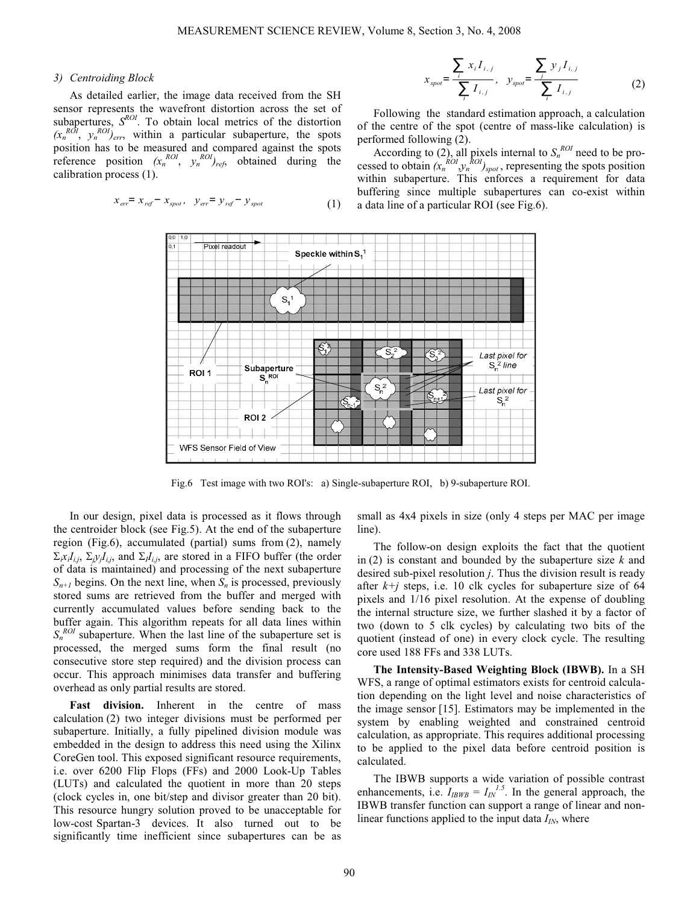*3) Centroiding Block*

As detailed earlier, the image data received from the SH sensor represents the wavefront distortion across the set of subapertures, $S^{ROI}$. To obtain local metrics of the distortion $(x_n^{ROI}, y_n^{ROI})_{err}$, within a particular subaperture, the spots position has to be measured and compared against the spots reference position $(x_n^{ROI}, y_n^{ROI})_{ref}$, obtained during the calibration process (1).

$$x_{err} = x_{ref} - x_{spot}, \quad y_{err} = y_{ref} - y_{spot} \tag{1}$$

$$x_{spot} = \frac{\sum_i x_i I_{i,j}}{\sum_i I_{i,j}}, \quad y_{spot} = \frac{\sum_j y_j I_{i,j}}{\sum_i I_{i,j}} \tag{2}$$

Following the standard estimation approach, a calculation of the centre of the spot (centre of mass-like calculation) is performed following (2).

According to (2), all pixels internal to $S_n^{ROI}$ need to be processed to obtain $(x_n^{ROI}, y_n^{ROI})_{spot}$, representing the spots position within subaperture. This enforces a requirement for data buffering since multiple subapertures can co-exist within a data line of a particular ROI (see Fig.6).

Fig.6 Test image with two ROI's: a) Single-subaperture ROI, b) 9-subaperture ROI.

In our design, pixel data is processed as it flows through the centroider block (see Fig.5). At the end of the subaperture region (Fig.6), accumulated (partial) sums from (2), namely $\Sigma_i x_i I_{i,j}$, $\Sigma_j y_j I_{i,j}$, and $\Sigma_i I_{i,j}$, are stored in a FIFO buffer (the order of data is maintained) and processing of the next subaperture $S_{n+1}$ begins. On the next line, when $S_n$ is processed, previously stored sums are retrieved from the buffer and merged with currently accumulated values before sending back to the buffer again. This algorithm repeats for all data lines within $S_n^{ROI}$ subaperture. When the last line of the subaperture set is processed, the merged sums form the final result (no consecutive store step required) and the division process can occur. This approach minimises data transfer and buffering overhead as only partial results are stored.

**Fast division.** Inherent in the centre of mass calculation (2) two integer divisions must be performed per subaperture. Initially, a fully pipelined division module was embedded in the design to address this need using the Xilinx CoreGen tool. This exposed significant resource requirements, i.e. over 6200 Flip Flops (FFs) and 2000 Look-Up Tables (LUTs) and calculated the quotient in more than 20 steps (clock cycles in, one bit/step and divisor greater than 20 bit). This resource hungry solution proved to be unacceptable for low-cost Spartan-3 devices. It also turned out to be significantly time inefficient since subapertures can be as small as 4x4 pixels in size (only 4 steps per MAC per image line).

The follow-on design exploits the fact that the quotient in (2) is constant and bounded by the subaperture size *k* and desired sub-pixel resolution *j*. Thus the division result is ready after *k+j* steps, i.e. 10 clk cycles for subaperture size of 64 pixels and 1/16 pixel resolution. At the expense of doubling the internal structure size, we further slashed it by a factor of two (down to 5 clk cycles) by calculating two bits of the quotient (instead of one) in every clock cycle. The resulting core used 188 FFs and 338 LUTs.

**The Intensity-Based Weighting Block (IBWB).** In a SH WFS, a range of optimal estimators exists for centroid calculation depending on the light level and noise characteristics of the image sensor [15]. Estimators may be implemented in the system by enabling weighted and constrained centroid calculation, as appropriate. This requires additional processing to be applied to the pixel data before centroid position is calculated.

The IBWB supports a wide variation of possible contrast enhancements, i.e. $I_{IBWB} = I_{IN}^{1.5}$. In the general approach, the IBWB transfer function can support a range of linear and non-linear functions applied to the input data $I_{IN}$, where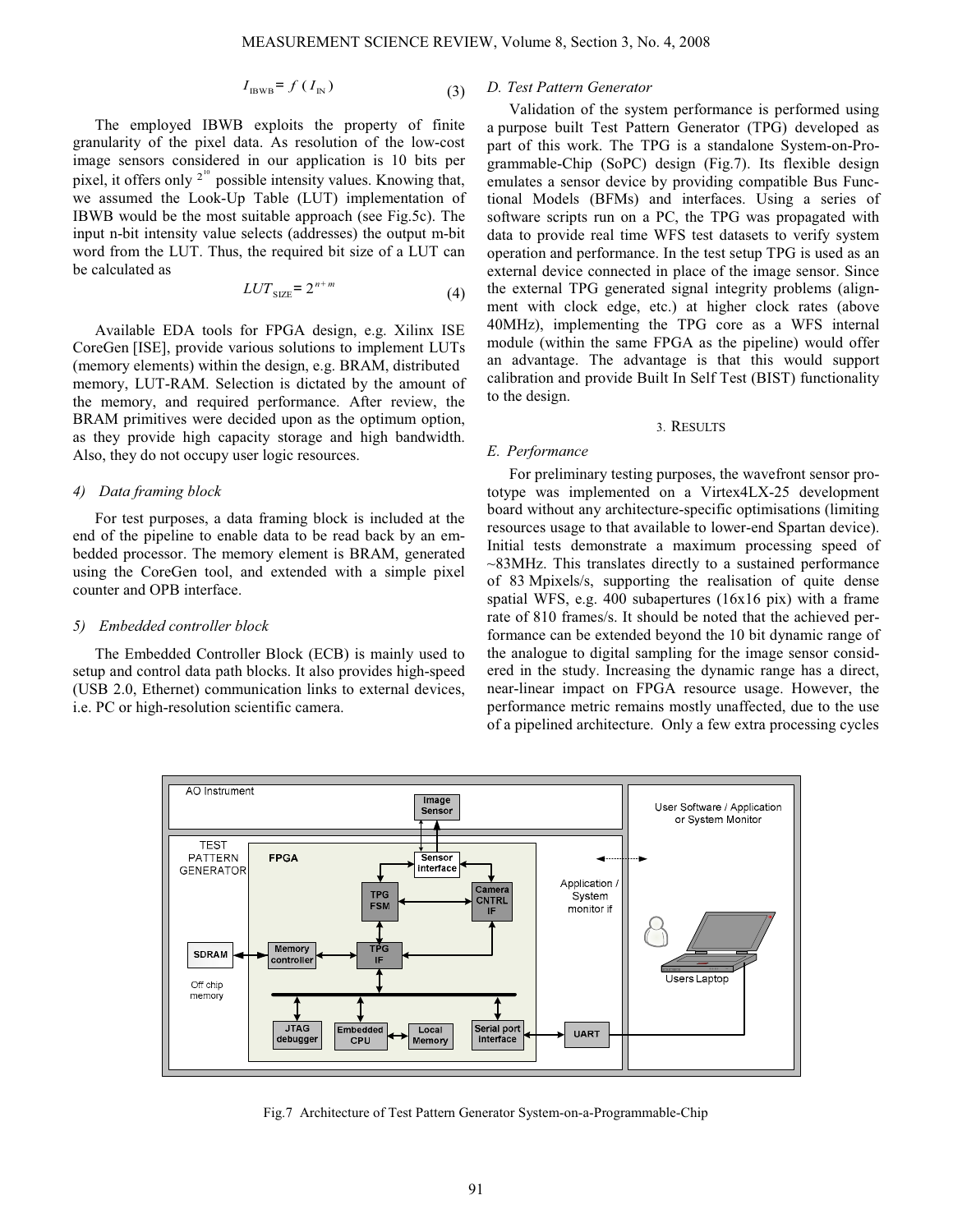$$I_{\text{IBWB}} = f\,(I_{\text{IN}}) \tag{3}$$

The employed IBWB exploits the property of finite granularity of the pixel data. As resolution of the low-cost image sensors considered in our application is 10 bits per pixel, it offers only $2^{10}$ possible intensity values. Knowing that, we assumed the Look-Up Table (LUT) implementation of IBWB would be the most suitable approach (see Fig.5c). The input n-bit intensity value selects (addresses) the output m-bit word from the LUT. Thus, the required bit size of a LUT can be calculated as

$$LUT_{\text{SIZE}} = 2^{n+m} \tag{4}$$

Available EDA tools for FPGA design, e.g. Xilinx ISE CoreGen [ISE], provide various solutions to implement LUTs (memory elements) within the design, e.g. BRAM, distributed memory, LUT-RAM. Selection is dictated by the amount of the memory, and required performance. After review, the BRAM primitives were decided upon as the optimum option, as they provide high capacity storage and high bandwidth. Also, they do not occupy user logic resources.

#### 4) Data framing block

For test purposes, a data framing block is included at the end of the pipeline to enable data to be read back by an embedded processor. The memory element is BRAM, generated using the CoreGen tool, and extended with a simple pixel counter and OPB interface.

#### 5) Embedded controller block

The Embedded Controller Block (ECB) is mainly used to setup and control data path blocks. It also provides high-speed (USB 2.0, Ethernet) communication links to external devices, i.e. PC or high-resolution scientific camera.

### D. Test Pattern Generator

Validation of the system performance is performed using a purpose built Test Pattern Generator (TPG) developed as part of this work. The TPG is a standalone System-on-Programmable-Chip (SoPC) design (Fig.7). Its flexible design emulates a sensor device by providing compatible Bus Functional Models (BFMs) and interfaces. Using a series of software scripts run on a PC, the TPG was propagated with data to provide real time WFS test datasets to verify system operation and performance. In the test setup TPG is used as an external device connected in place of the image sensor. Since the external TPG generated signal integrity problems (alignment with clock edge, etc.) at higher clock rates (above 40MHz), implementing the TPG core as a WFS internal module (within the same FPGA as the pipeline) would offer an advantage. The advantage is that this would support calibration and provide Built In Self Test (BIST) functionality to the design.

## 3. Results

### E. Performance

For preliminary testing purposes, the wavefront sensor prototype was implemented on a Virtex4LX-25 development board without any architecture-specific optimisations (limiting resources usage to that available to lower-end Spartan device). Initial tests demonstrate a maximum processing speed of ~83MHz. This translates directly to a sustained performance of 83 Mpixels/s, supporting the realisation of quite dense spatial WFS, e.g. 400 subapertures (16x16 pix) with a frame rate of 810 frames/s. It should be noted that the achieved performance can be extended beyond the 10 bit dynamic range of the analogue to digital sampling for the image sensor considered in the study. Increasing the dynamic range has a direct, near-linear impact on FPGA resource usage. However, the performance metric remains mostly unaffected, due to the use of a pipelined architecture. Only a few extra processing cycles

Fig.7 Architecture of Test Pattern Generator System-on-a-Programmable-Chip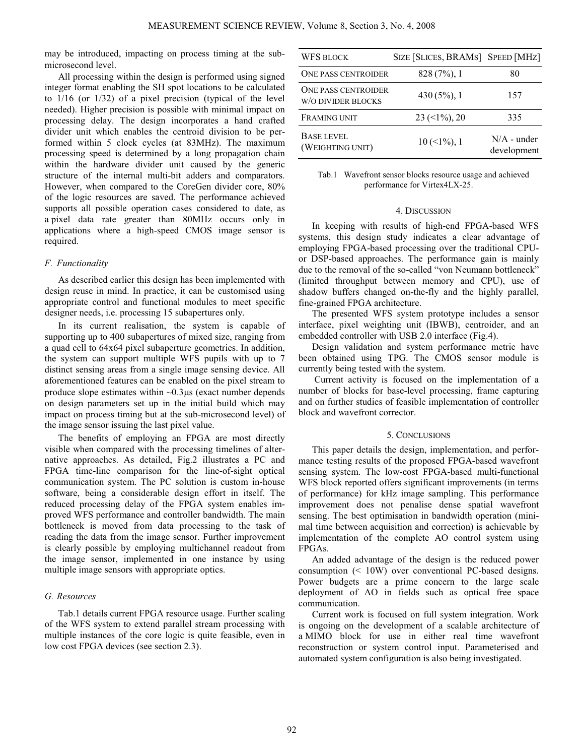may be introduced, impacting on process timing at the sub-microsecond level.

All processing within the design is performed using signed integer format enabling the SH spot locations to be calculated to 1/16 (or 1/32) of a pixel precision (typical of the level needed). Higher precision is possible with minimal impact on processing delay. The design incorporates a hand crafted divider unit which enables the centroid division to be performed within 5 clock cycles (at 83MHz). The maximum processing speed is determined by a long propagation chain within the hardware divider unit caused by the generic structure of the internal multi-bit adders and comparators. However, when compared to the CoreGen divider core, 80% of the logic resources are saved. The performance achieved supports all possible operation cases considered to date, as a pixel data rate greater than 80MHz occurs only in applications where a high-speed CMOS image sensor is required.

### *F. Functionality*

As described earlier this design has been implemented with design reuse in mind. In practice, it can be customised using appropriate control and functional modules to meet specific designer needs, i.e. processing 15 subapertures only.

In its current realisation, the system is capable of supporting up to 400 subapertures of mixed size, ranging from a quad cell to 64x64 pixel subaperture geometries. In addition, the system can support multiple WFS pupils with up to 7 distinct sensing areas from a single image sensing device. All aforementioned features can be enabled on the pixel stream to produce slope estimates within ~0.3μs (exact number depends on design parameters set up in the initial build which may impact on process timing but at the sub-microsecond level) of the image sensor issuing the last pixel value.

The benefits of employing an FPGA are most directly visible when compared with the processing timelines of alternative approaches. As detailed, Fig.2 illustrates a PC and FPGA time-line comparison for the line-of-sight optical communication system. The PC solution is custom in-house software, being a considerable design effort in itself. The reduced processing delay of the FPGA system enables improved WFS performance and controller bandwidth. The main bottleneck is moved from data processing to the task of reading the data from the image sensor. Further improvement is clearly possible by employing multichannel readout from the image sensor, implemented in one instance by using multiple image sensors with appropriate optics.

### *G. Resources*

Tab.1 details current FPGA resource usage. Further scaling of the WFS system to extend parallel stream processing with multiple instances of the core logic is quite feasible, even in low cost FPGA devices (see section 2.3).

| WFS BLOCK | SIZE [SLICES, BRAMS] | SPEED [MHZ] |
|---|---|---|
| ONE PASS CENTROIDER | 828 (7%), 1 | 80 |
| ONE PASS CENTROIDER W/O DIVIDER BLOCKS | 430 (5%), 1 | 157 |
| FRAMING UNIT | 23 (<1%), 20 | 335 |
| BASE LEVEL (WEIGHTING UNIT) | 10 (<1%), 1 | N/A - under development |

Tab.1 Wavefront sensor blocks resource usage and achieved performance for Virtex4LX-25.

## 4. DISCUSSION

In keeping with results of high-end FPGA-based WFS systems, this design study indicates a clear advantage of employing FPGA-based processing over the traditional CPU- or DSP-based approaches. The performance gain is mainly due to the removal of the so-called "von Neumann bottleneck" (limited throughput between memory and CPU), use of shadow buffers changed on-the-fly and the highly parallel, fine-grained FPGA architecture.

The presented WFS system prototype includes a sensor interface, pixel weighting unit (IBWB), centroider, and an embedded controller with USB 2.0 interface (Fig.4).

Design validation and system performance metric have been obtained using TPG. The CMOS sensor module is currently being tested with the system.

Current activity is focused on the implementation of a number of blocks for base-level processing, frame capturing and on further studies of feasible implementation of controller block and wavefront corrector.

## 5. CONCLUSIONS

This paper details the design, implementation, and performance testing results of the proposed FPGA-based wavefront sensing system. The low-cost FPGA-based multi-functional WFS block reported offers significant improvements (in terms of performance) for kHz image sampling. This performance improvement does not penalise dense spatial wavefront sensing. The best optimisation in bandwidth operation (minimal time between acquisition and correction) is achievable by implementation of the complete AO control system using FPGAs.

An added advantage of the design is the reduced power consumption (< 10W) over conventional PC-based designs. Power budgets are a prime concern to the large scale deployment of AO in fields such as optical free space communication.

Current work is focused on full system integration. Work is ongoing on the development of a scalable architecture of a MIMO block for use in either real time wavefront reconstruction or system control input. Parameterised and automated system configuration is also being investigated.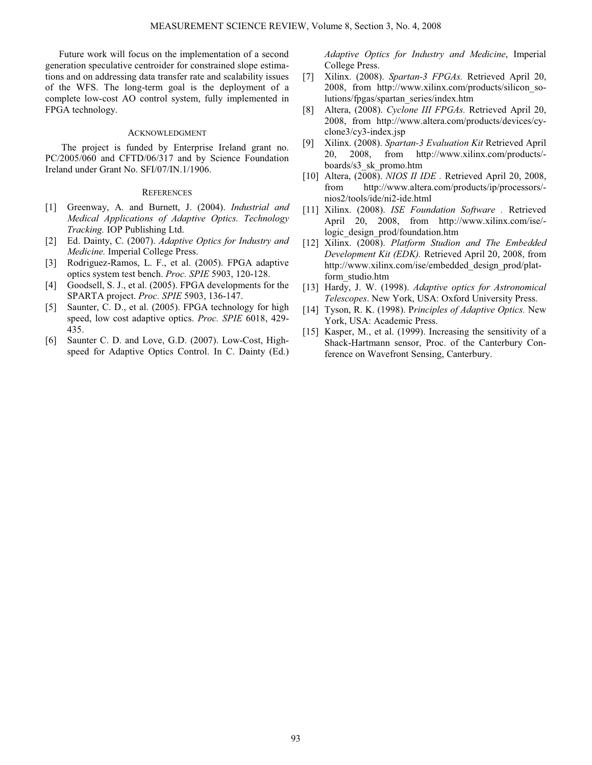Future work will focus on the implementation of a second generation speculative centroider for constrained slope estimations and on addressing data transfer rate and scalability issues of the WFS. The long-term goal is the deployment of a complete low-cost AO control system, fully implemented in FPGA technology.

## ACKNOWLEDGMENT

The project is funded by Enterprise Ireland grant no. PC/2005/060 and CFTD/06/317 and by Science Foundation Ireland under Grant No. SFI/07/IN.1/1906.

## REFERENCES

[1] Greenway, A. and Burnett, J. (2004). *Industrial and Medical Applications of Adaptive Optics. Technology Tracking.* IOP Publishing Ltd.

[2] Ed. Dainty, C. (2007). *Adaptive Optics for Industry and Medicine.* Imperial College Press.

[3] Rodriguez-Ramos, L. F., et al. (2005). FPGA adaptive optics system test bench. *Proc. SPIE* 5903, 120-128.

[4] Goodsell, S. J., et al. (2005). FPGA developments for the SPARTA project. *Proc. SPIE* 5903, 136-147.

[5] Saunter, C. D., et al. (2005). FPGA technology for high speed, low cost adaptive optics. *Proc. SPIE* 6018, 429-435.

[6] Saunter C. D. and Love, G.D. (2007). Low-Cost, High-speed for Adaptive Optics Control. In C. Dainty (Ed.) *Adaptive Optics for Industry and Medicine*, Imperial College Press.

[7] Xilinx. (2008). *Spartan-3 FPGAs.* Retrieved April 20, 2008, from http://www.xilinx.com/products/silicon_solutions/fpgas/spartan_series/index.htm

[8] Altera, (2008). *Cyclone III FPGAs.* Retrieved April 20, 2008, from http://www.altera.com/products/devices/cyclone3/cy3-index.jsp

[9] Xilinx. (2008). *Spartan-3 Evaluation Kit* Retrieved April 20, 2008, from http://www.xilinx.com/products/-boards/s3_sk_promo.htm

[10] Altera, (2008). *NIOS II IDE .* Retrieved April 20, 2008, from http://www.altera.com/products/ip/processors/-nios2/tools/ide/ni2-ide.html

[11] Xilinx. (2008). *ISE Foundation Software .* Retrieved April 20, 2008, from http://www.xilinx.com/ise/-logic_design_prod/foundation.htm

[12] Xilinx. (2008). *Platform Studion and The Embedded Development Kit (EDK).* Retrieved April 20, 2008, from http://www.xilinx.com/ise/embedded_design_prod/platform_studio.htm

[13] Hardy, J. W. (1998). *Adaptive optics for Astronomical Telescopes*. New York, USA: Oxford University Press.

[14] Tyson, R. K. (1998). P*rinciples of Adaptive Optics.* New York, USA: Academic Press.

[15] Kasper, M., et al. (1999). Increasing the sensitivity of a Shack-Hartmann sensor, Proc. of the Canterbury Conference on Wavefront Sensing, Canterbury.